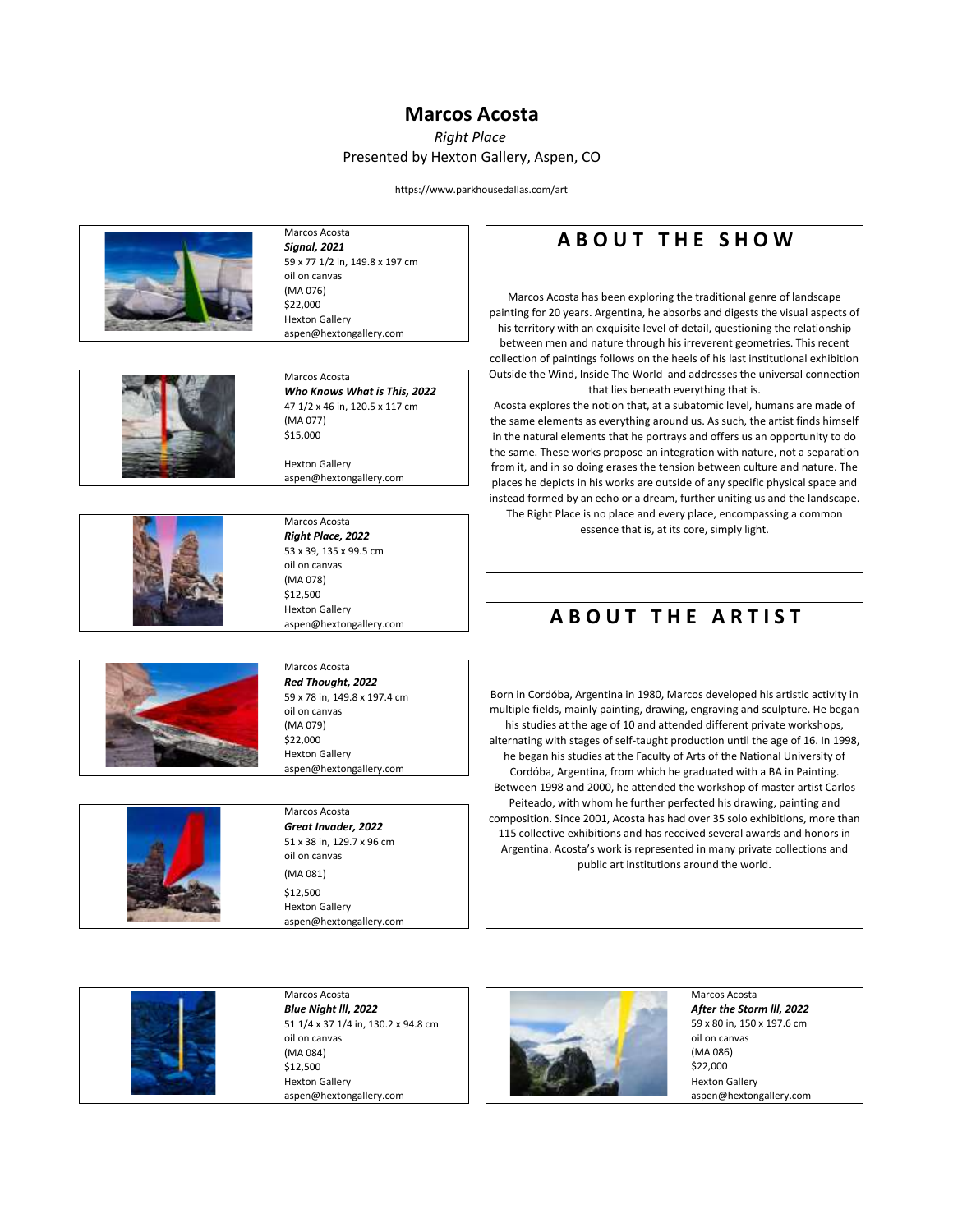# Marcos Acosta

*Right Place*

Presented by Hexton Gallery, Aspen, CO

https://www.parkhousedallas.com/art

Marcos Acosta
***Signal, 2021***
59 x 77 1/2 in, 149.8 x 197 cm
oil on canvas
(MA 076)
$22,000
Hexton Gallery
aspen@hextongallery.com

Marcos Acosta
***Who Knows What is This, 2022***
47 1/2 x 46 in, 120.5 x 117 cm
(MA 077)
$15,000

Hexton Gallery
aspen@hextongallery.com

Marcos Acosta
***Right Place, 2022***
53 x 39, 135 x 99.5 cm
oil on canvas
(MA 078)
$12,500
Hexton Gallery
aspen@hextongallery.com

Marcos Acosta
***Red Thought, 2022***
59 x 78 in, 149.8 x 197.4 cm
oil on canvas
(MA 079)
$22,000
Hexton Gallery
aspen@hextongallery.com

Marcos Acosta
***Great Invader, 2022***
51 x 38 in, 129.7 x 96 cm
oil on canvas
(MA 081)
$12,500
Hexton Gallery
aspen@hextongallery.com

## ABOUT THE SHOW

Marcos Acosta has been exploring the traditional genre of landscape painting for 20 years. Argentina, he absorbs and digests the visual aspects of his territory with an exquisite level of detail, questioning the relationship between men and nature through his irreverent geometries. This recent collection of paintings follows on the heels of his last institutional exhibition Outside the Wind, Inside The World and addresses the universal connection that lies beneath everything that is.

Acosta explores the notion that, at a subatomic level, humans are made of the same elements as everything around us. As such, the artist finds himself in the natural elements that he portrays and offers us an opportunity to do the same. These works propose an integration with nature, not a separation from it, and in so doing erases the tension between culture and nature. The places he depicts in his works are outside of any specific physical space and instead formed by an echo or a dream, further uniting us and the landscape. The Right Place is no place and every place, encompassing a common essence that is, at its core, simply light.

## ABOUT THE ARTIST

Born in Cordóba, Argentina in 1980, Marcos developed his artistic activity in multiple fields, mainly painting, drawing, engraving and sculpture. He began his studies at the age of 10 and attended different private workshops, alternating with stages of self-taught production until the age of 16. In 1998, he began his studies at the Faculty of Arts of the National University of Cordóba, Argentina, from which he graduated with a BA in Painting. Between 1998 and 2000, he attended the workshop of master artist Carlos Peiteado, with whom he further perfected his drawing, painting and composition. Since 2001, Acosta has had over 35 solo exhibitions, more than 115 collective exhibitions and has received several awards and honors in Argentina. Acosta's work is represented in many private collections and public art institutions around the world.

Marcos Acosta
***Blue Night III, 2022***
51 1/4 x 37 1/4 in, 130.2 x 94.8 cm
oil on canvas
(MA 084)
$12,500
Hexton Gallery
aspen@hextongallery.com

Marcos Acosta
***After the Storm III, 2022***
59 x 80 in, 150 x 197.6 cm
oil on canvas
(MA 086)
$22,000
Hexton Gallery
aspen@hextongallery.com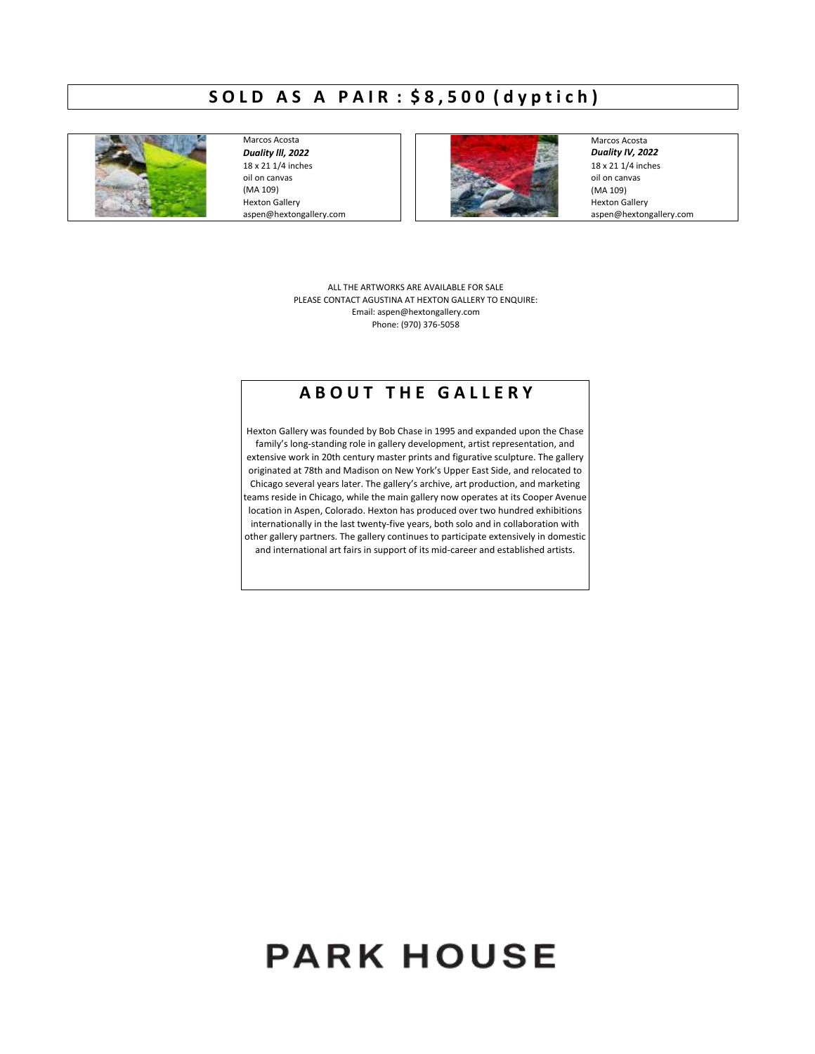## SOLD AS A PAIR: $8,500 (dyptich)

Marcos Acosta
***Duality lll, 2022***
18 x 21 1/4 inches
oil on canvas
(MA 109)
Hexton Gallery
aspen@hextongallery.com

Marcos Acosta
***Duality IV, 2022***
18 x 21 1/4 inches
oil on canvas
(MA 109)
Hexton Gallery
aspen@hextongallery.com

ALL THE ARTWORKS ARE AVAILABLE FOR SALE
PLEASE CONTACT AGUSTINA AT HEXTON GALLERY TO ENQUIRE:
Email: aspen@hextongallery.com
Phone: (970) 376-5058

## ABOUT THE GALLERY

Hexton Gallery was founded by Bob Chase in 1995 and expanded upon the Chase family's long-standing role in gallery development, artist representation, and extensive work in 20th century master prints and figurative sculpture. The gallery originated at 78th and Madison on New York's Upper East Side, and relocated to Chicago several years later. The gallery's archive, art production, and marketing teams reside in Chicago, while the main gallery now operates at its Cooper Avenue location in Aspen, Colorado. Hexton has produced over two hundred exhibitions internationally in the last twenty-five years, both solo and in collaboration with other gallery partners. The gallery continues to participate extensively in domestic and international art fairs in support of its mid-career and established artists.

# PARK HOUSE